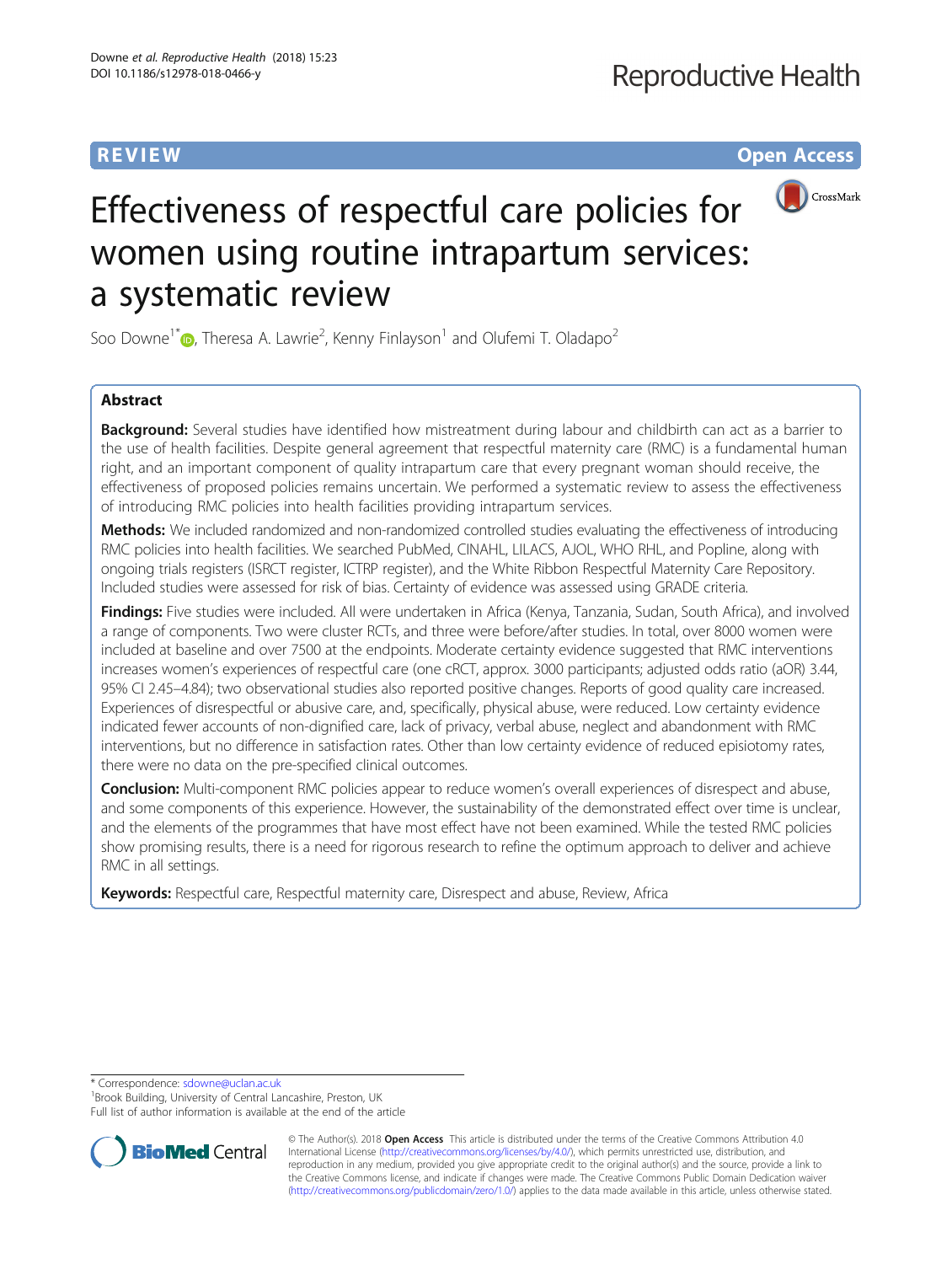REVIEW Open Access

# Effectiveness of respectful care policies for women using routine intrapartum services: a systematic review

Soo Downe[1*], Theresa A. Lawrie[2], Kenny Finlayson[1] and Olufemi T. Oladapo[2]

## Abstract

**Background:** Several studies have identified how mistreatment during labour and childbirth can act as a barrier to the use of health facilities. Despite general agreement that respectful maternity care (RMC) is a fundamental human right, and an important component of quality intrapartum care that every pregnant woman should receive, the effectiveness of proposed policies remains uncertain. We performed a systematic review to assess the effectiveness of introducing RMC policies into health facilities providing intrapartum services.

**Methods:** We included randomized and non-randomized controlled studies evaluating the effectiveness of introducing RMC policies into health facilities. We searched PubMed, CINAHL, LILACS, AJOL, WHO RHL, and Popline, along with ongoing trials registers (ISRCT register, ICTRP register), and the White Ribbon Respectful Maternity Care Repository. Included studies were assessed for risk of bias. Certainty of evidence was assessed using GRADE criteria.

**Findings:** Five studies were included. All were undertaken in Africa (Kenya, Tanzania, Sudan, South Africa), and involved a range of components. Two were cluster RCTs, and three were before/after studies. In total, over 8000 women were included at baseline and over 7500 at the endpoints. Moderate certainty evidence suggested that RMC interventions increases women's experiences of respectful care (one cRCT, approx. 3000 participants; adjusted odds ratio (aOR) 3.44, 95% CI 2.45–4.84); two observational studies also reported positive changes. Reports of good quality care increased. Experiences of disrespectful or abusive care, and, specifically, physical abuse, were reduced. Low certainty evidence indicated fewer accounts of non-dignified care, lack of privacy, verbal abuse, neglect and abandonment with RMC interventions, but no difference in satisfaction rates. Other than low certainty evidence of reduced episiotomy rates, there were no data on the pre-specified clinical outcomes.

**Conclusion:** Multi-component RMC policies appear to reduce women's overall experiences of disrespect and abuse, and some components of this experience. However, the sustainability of the demonstrated effect over time is unclear, and the elements of the programmes that have most effect have not been examined. While the tested RMC policies show promising results, there is a need for rigorous research to refine the optimum approach to deliver and achieve RMC in all settings.

**Keywords:** Respectful care, Respectful maternity care, Disrespect and abuse, Review, Africa

\* Correspondence: sdowne@uclan.ac.uk
[1]Brook Building, University of Central Lancashire, Preston, UK
Full list of author information is available at the end of the article

© The Author(s). 2018 **Open Access** This article is distributed under the terms of the Creative Commons Attribution 4.0 International License (http://creativecommons.org/licenses/by/4.0/), which permits unrestricted use, distribution, and reproduction in any medium, provided you give appropriate credit to the original author(s) and the source, provide a link to the Creative Commons license, and indicate if changes were made. The Creative Commons Public Domain Dedication waiver (http://creativecommons.org/publicdomain/zero/1.0/) applies to the data made available in this article, unless otherwise stated.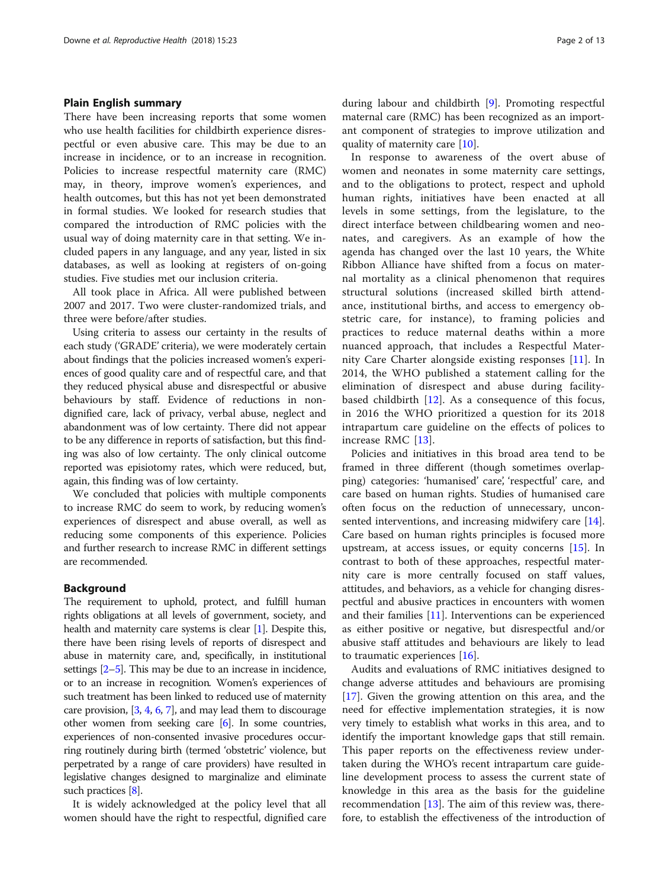## Plain English summary

There have been increasing reports that some women who use health facilities for childbirth experience disrespectful or even abusive care. This may be due to an increase in incidence, or to an increase in recognition. Policies to increase respectful maternity care (RMC) may, in theory, improve women's experiences, and health outcomes, but this has not yet been demonstrated in formal studies. We looked for research studies that compared the introduction of RMC policies with the usual way of doing maternity care in that setting. We included papers in any language, and any year, listed in six databases, as well as looking at registers of on-going studies. Five studies met our inclusion criteria.

All took place in Africa. All were published between 2007 and 2017. Two were cluster-randomized trials, and three were before/after studies.

Using criteria to assess our certainty in the results of each study ('GRADE' criteria), we were moderately certain about findings that the policies increased women's experiences of good quality care and of respectful care, and that they reduced physical abuse and disrespectful or abusive behaviours by staff. Evidence of reductions in non-dignified care, lack of privacy, verbal abuse, neglect and abandonment was of low certainty. There did not appear to be any difference in reports of satisfaction, but this finding was also of low certainty. The only clinical outcome reported was episiotomy rates, which were reduced, but, again, this finding was of low certainty.

We concluded that policies with multiple components to increase RMC do seem to work, by reducing women's experiences of disrespect and abuse overall, as well as reducing some components of this experience. Policies and further research to increase RMC in different settings are recommended.

## Background

The requirement to uphold, protect, and fulfill human rights obligations at all levels of government, society, and health and maternity care systems is clear [1]. Despite this, there have been rising levels of reports of disrespect and abuse in maternity care, and, specifically, in institutional settings [2–5]. This may be due to an increase in incidence, or to an increase in recognition. Women's experiences of such treatment has been linked to reduced use of maternity care provision, [3, 4, 6, 7], and may lead them to discourage other women from seeking care [6]. In some countries, experiences of non-consented invasive procedures occurring routinely during birth (termed 'obstetric' violence, but perpetrated by a range of care providers) have resulted in legislative changes designed to marginalize and eliminate such practices [8].

It is widely acknowledged at the policy level that all women should have the right to respectful, dignified care during labour and childbirth [9]. Promoting respectful maternal care (RMC) has been recognized as an important component of strategies to improve utilization and quality of maternity care [10].

In response to awareness of the overt abuse of women and neonates in some maternity care settings, and to the obligations to protect, respect and uphold human rights, initiatives have been enacted at all levels in some settings, from the legislature, to the direct interface between childbearing women and neonates, and caregivers. As an example of how the agenda has changed over the last 10 years, the White Ribbon Alliance have shifted from a focus on maternal mortality as a clinical phenomenon that requires structural solutions (increased skilled birth attendance, institutional births, and access to emergency obstetric care, for instance), to framing policies and practices to reduce maternal deaths within a more nuanced approach, that includes a Respectful Maternity Care Charter alongside existing responses [11]. In 2014, the WHO published a statement calling for the elimination of disrespect and abuse during facility-based childbirth [12]. As a consequence of this focus, in 2016 the WHO prioritized a question for its 2018 intrapartum care guideline on the effects of polices to increase RMC [13].

Policies and initiatives in this broad area tend to be framed in three different (though sometimes overlapping) categories: 'humanised' care', 'respectful' care, and care based on human rights. Studies of humanised care often focus on the reduction of unnecessary, unconsented interventions, and increasing midwifery care [14]. Care based on human rights principles is focused more upstream, at access issues, or equity concerns [15]. In contrast to both of these approaches, respectful maternity care is more centrally focused on staff values, attitudes, and behaviors, as a vehicle for changing disrespectful and abusive practices in encounters with women and their families [11]. Interventions can be experienced as either positive or negative, but disrespectful and/or abusive staff attitudes and behaviours are likely to lead to traumatic experiences [16].

Audits and evaluations of RMC initiatives designed to change adverse attitudes and behaviours are promising [17]. Given the growing attention on this area, and the need for effective implementation strategies, it is now very timely to establish what works in this area, and to identify the important knowledge gaps that still remain. This paper reports on the effectiveness review undertaken during the WHO's recent intrapartum care guideline development process to assess the current state of knowledge in this area as the basis for the guideline recommendation [13]. The aim of this review was, therefore, to establish the effectiveness of the introduction of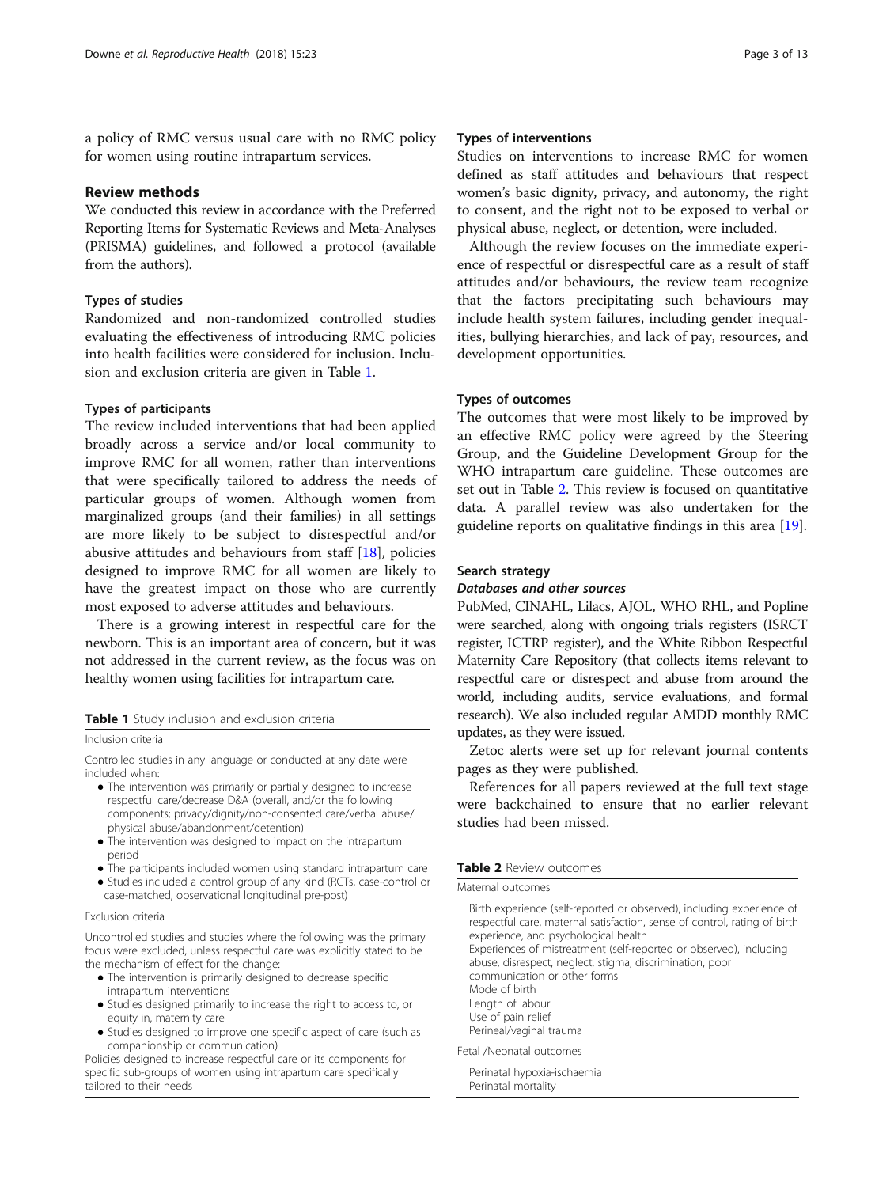a policy of RMC versus usual care with no RMC policy for women using routine intrapartum services.

## Review methods

We conducted this review in accordance with the Preferred Reporting Items for Systematic Reviews and Meta-Analyses (PRISMA) guidelines, and followed a protocol (available from the authors).

### Types of studies

Randomized and non-randomized controlled studies evaluating the effectiveness of introducing RMC policies into health facilities were considered for inclusion. Inclusion and exclusion criteria are given in Table 1.

### Types of participants

The review included interventions that had been applied broadly across a service and/or local community to improve RMC for all women, rather than interventions that were specifically tailored to address the needs of particular groups of women. Although women from marginalized groups (and their families) in all settings are more likely to be subject to disrespectful and/or abusive attitudes and behaviours from staff [18], policies designed to improve RMC for all women are likely to have the greatest impact on those who are currently most exposed to adverse attitudes and behaviours.

There is a growing interest in respectful care for the newborn. This is an important area of concern, but it was not addressed in the current review, as the focus was on healthy women using facilities for intrapartum care.

**Table 1** Study inclusion and exclusion criteria

| Inclusion criteria |
| --- |
| Controlled studies in any language or conducted at any date were included when:<br>• The intervention was primarily or partially designed to increase respectful care/decrease D&A (overall, and/or the following components; privacy/dignity/non-consented care/verbal abuse/physical abuse/abandonment/detention)<br>• The intervention was designed to impact on the intrapartum period<br>• The participants included women using standard intrapartum care<br>• Studies included a control group of any kind (RCTs, case-control or case-matched, observational longitudinal pre-post) |
| **Exclusion criteria** |
| Uncontrolled studies and studies where the following was the primary focus were excluded, unless respectful care was explicitly stated to be the mechanism of effect for the change:<br>• The intervention is primarily designed to decrease specific intrapartum interventions<br>• Studies designed primarily to increase the right to access to, or equity in, maternity care<br>• Studies designed to improve one specific aspect of care (such as companionship or communication)<br>Policies designed to increase respectful care or its components for specific sub-groups of women using intrapartum care specifically tailored to their needs |

### Types of interventions

Studies on interventions to increase RMC for women defined as staff attitudes and behaviours that respect women's basic dignity, privacy, and autonomy, the right to consent, and the right not to be exposed to verbal or physical abuse, neglect, or detention, were included.

Although the review focuses on the immediate experience of respectful or disrespectful care as a result of staff attitudes and/or behaviours, the review team recognize that the factors precipitating such behaviours may include health system failures, including gender inequalities, bullying hierarchies, and lack of pay, resources, and development opportunities.

### Types of outcomes

The outcomes that were most likely to be improved by an effective RMC policy were agreed by the Steering Group, and the Guideline Development Group for the WHO intrapartum care guideline. These outcomes are set out in Table 2. This review is focused on quantitative data. A parallel review was also undertaken for the guideline reports on qualitative findings in this area [19].

### Search strategy

#### *Databases and other sources*

PubMed, CINAHL, Lilacs, AJOL, WHO RHL, and Popline were searched, along with ongoing trials registers (ISRCT register, ICTRP register), and the White Ribbon Respectful Maternity Care Repository (that collects items relevant to respectful care or disrespect and abuse from around the world, including audits, service evaluations, and formal research). We also included regular AMDD monthly RMC updates, as they were issued.

Zetoc alerts were set up for relevant journal contents pages as they were published.

References for all papers reviewed at the full text stage were backchained to ensure that no earlier relevant studies had been missed.

**Table 2** Review outcomes

| Maternal outcomes |
| --- |
| Birth experience (self-reported or observed), including experience of respectful care, maternal satisfaction, sense of control, rating of birth experience, and psychological health<br>Experiences of mistreatment (self-reported or observed), including abuse, disrespect, neglect, stigma, discrimination, poor communication or other forms<br>Mode of birth<br>Length of labour<br>Use of pain relief<br>Perineal/vaginal trauma |
| **Fetal /Neonatal outcomes** |
| Perinatal hypoxia-ischaemia<br>Perinatal mortality |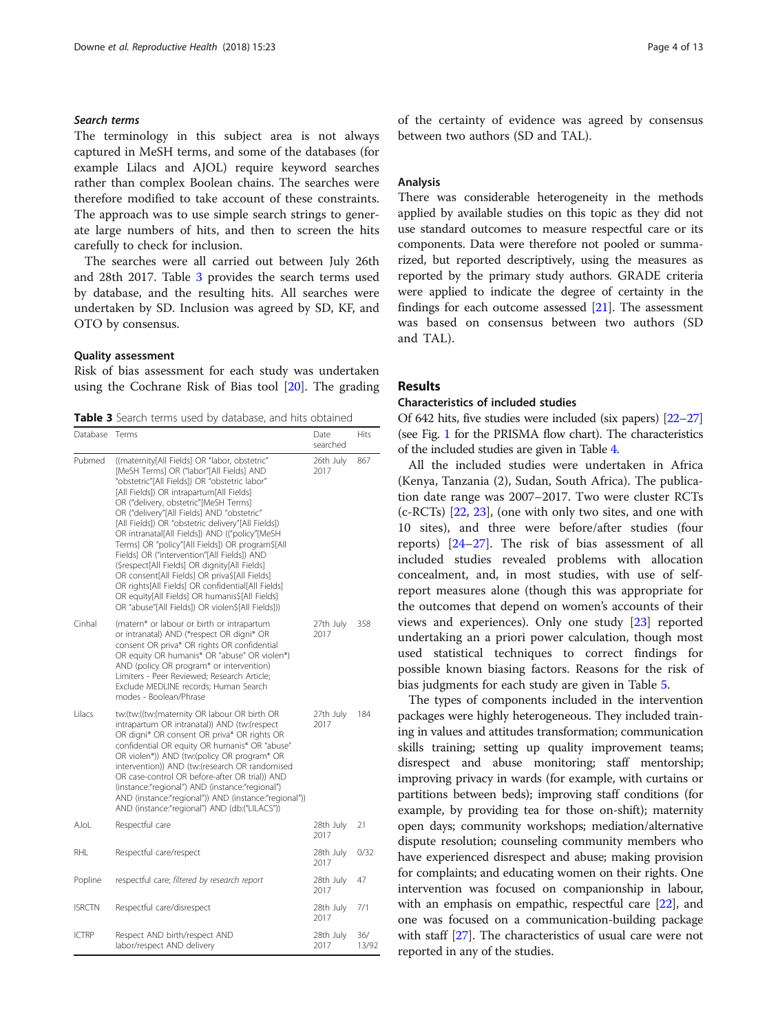### *Search terms*

The terminology in this subject area is not always captured in MeSH terms, and some of the databases (for example Lilacs and AJOL) require keyword searches rather than complex Boolean chains. The searches were therefore modified to take account of these constraints. The approach was to use simple search strings to generate large numbers of hits, and then to screen the hits carefully to check for inclusion.

The searches were all carried out between July 26th and 28th 2017. Table 3 provides the search terms used by database, and the resulting hits. All searches were undertaken by SD. Inclusion was agreed by SD, KF, and OTO by consensus.

### Quality assessment

Risk of bias assessment for each study was undertaken using the Cochrane Risk of Bias tool [20]. The grading of the certainty of evidence was agreed by consensus between two authors (SD and TAL).

**Table 3** Search terms used by database, and hits obtained

| Database | Terms | Date searched | Hits |
|---|---|---|---|
| Pubmed | ((maternity[All Fields] OR "labor, obstetric"[MeSH Terms] OR ("labor"[All Fields] AND "obstetric"[All Fields]) OR "obstetric labor"[All Fields]) OR intrapartum[All Fields] OR ("delivery, obstetric"[MeSH Terms] OR ("delivery"[All Fields] AND "obstetric"[All Fields]) OR "obstetric delivery"[All Fields]) OR intranatal[All Fields]) AND (("policy"[MeSH Terms] OR "policy"[All Fields]) OR program$[All Fields] OR ("intervention"[All Fields]) AND ($respect[All Fields] OR dignity[All Fields] OR consent[All Fields] OR priva$[All Fields] OR rights[All Fields] OR confidential[All Fields] OR equity[All Fields] OR humanis$[All Fields] OR "abuse"[All Fields]) OR violen$[All Fields])) | 26th July 2017 | 867 |
| Cinhal | (matern* or labour or birth or intrapartum or intranatal) AND (*respect OR digni* OR consent OR priva* OR rights OR confidential OR equity OR humanis* OR "abuse" OR violen*) AND (policy OR program* or intervention) Limiters - Peer Reviewed; Research Article; Exclude MEDLINE records; Human Search modes - Boolean/Phrase | 27th July 2017 | 358 |
| Lilacs | tw:(tw:((tw:(maternity OR labour OR birth OR intrapartum OR intranatal)) AND (tw:(respect OR digni* OR consent OR priva* OR rights OR confidential OR equity OR humanis* OR "abuse" OR violen*)) AND (tw:(policy OR program* OR intervention)) AND (tw:(research OR randomised OR case-control OR before-after OR trial)) AND (instance:"regional") AND (instance:"regional") AND (instance:"regional")) AND (instance:"regional")) AND (instance:"regional") AND (db:("LILACS")) | 27th July 2017 | 184 |
| AJoL | Respectful care | 28th July 2017 | 21 |
| RHL | Respectful care/respect | 28th July 2017 | 0/32 |
| Popline | respectful care; *filtered by research report* | 28th July 2017 | 47 |
| ISRCTN | Respectful care/disrespect | 28th July 2017 | 7/1 |
| ICTRP | Respect AND birth/respect AND labor/respect AND delivery | 28th July 2017 | 36/13/92 |

### Analysis

There was considerable heterogeneity in the methods applied by available studies on this topic as they did not use standard outcomes to measure respectful care or its components. Data were therefore not pooled or summarized, but reported descriptively, using the measures as reported by the primary study authors. GRADE criteria were applied to indicate the degree of certainty in the findings for each outcome assessed [21]. The assessment was based on consensus between two authors (SD and TAL).

## Results

### Characteristics of included studies

Of 642 hits, five studies were included (six papers) [22–27] (see Fig. 1 for the PRISMA flow chart). The characteristics of the included studies are given in Table 4.

All the included studies were undertaken in Africa (Kenya, Tanzania (2), Sudan, South Africa). The publication date range was 2007–2017. Two were cluster RCTs (c-RCTs) [22, 23], (one with only two sites, and one with 10 sites), and three were before/after studies (four reports) [24–27]. The risk of bias assessment of all included studies revealed problems with allocation concealment, and, in most studies, with use of self-report measures alone (though this was appropriate for the outcomes that depend on women's accounts of their views and experiences). Only one study [23] reported undertaking an a priori power calculation, though most used statistical techniques to correct findings for possible known biasing factors. Reasons for the risk of bias judgments for each study are given in Table 5.

The types of components included in the intervention packages were highly heterogeneous. They included training in values and attitudes transformation; communication skills training; setting up quality improvement teams; disrespect and abuse monitoring; staff mentorship; improving privacy in wards (for example, with curtains or partitions between beds); improving staff conditions (for example, by providing tea for those on-shift); maternity open days; community workshops; mediation/alternative dispute resolution; counseling community members who have experienced disrespect and abuse; making provision for complaints; and educating women on their rights. One intervention was focused on companionship in labour, with an emphasis on empathic, respectful care [22], and one was focused on a communication-building package with staff [27]. The characteristics of usual care were not reported in any of the studies.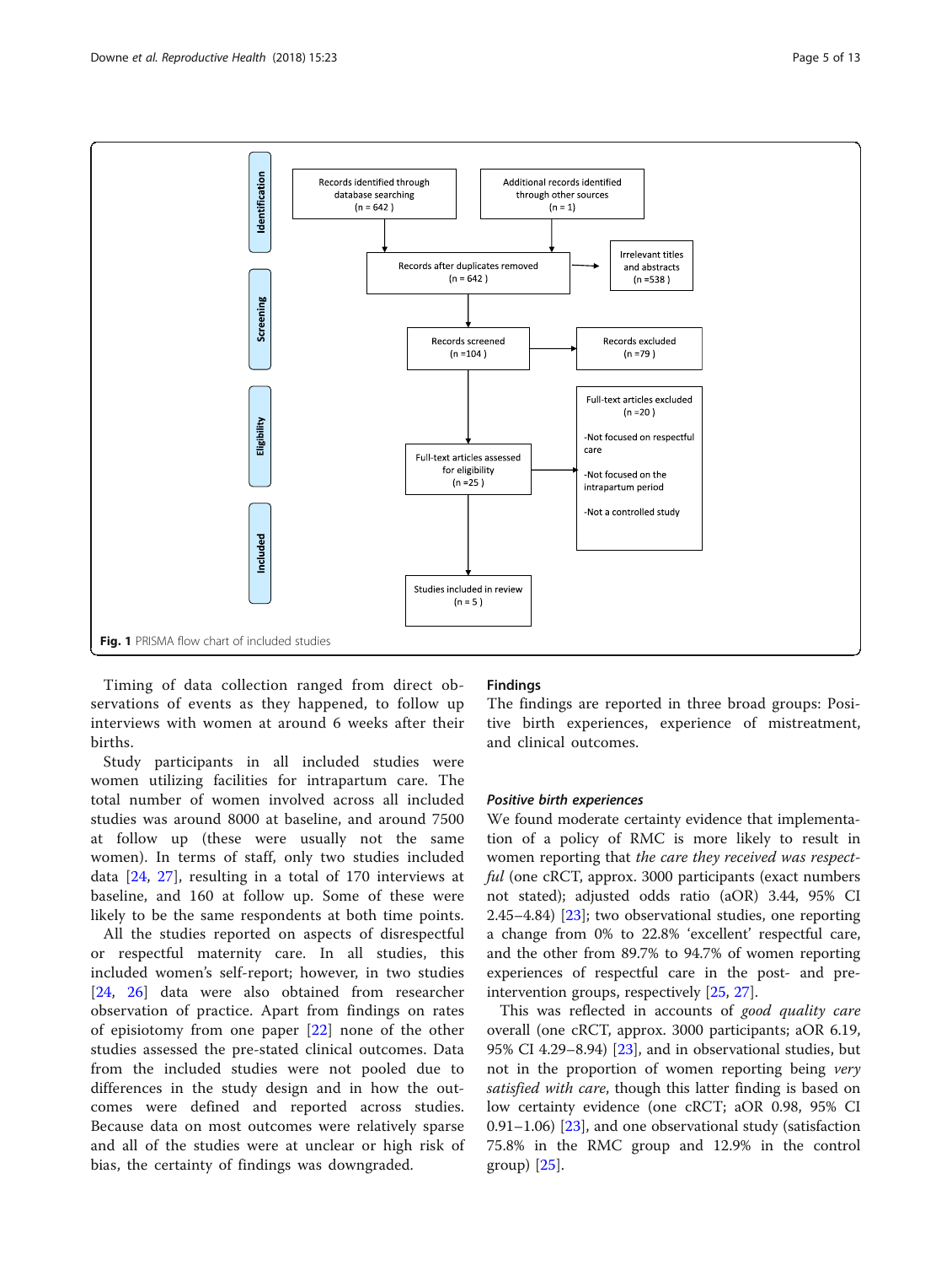Fig. 1 PRISMA flow chart of included studies

Timing of data collection ranged from direct observations of events as they happened, to follow up interviews with women at around 6 weeks after their births.

Study participants in all included studies were women utilizing facilities for intrapartum care. The total number of women involved across all included studies was around 8000 at baseline, and around 7500 at follow up (these were usually not the same women). In terms of staff, only two studies included data [24, 27], resulting in a total of 170 interviews at baseline, and 160 at follow up. Some of these were likely to be the same respondents at both time points.

All the studies reported on aspects of disrespectful or respectful maternity care. In all studies, this included women's self-report; however, in two studies [24, 26] data were also obtained from researcher observation of practice. Apart from findings on rates of episiotomy from one paper [22] none of the other studies assessed the pre-stated clinical outcomes. Data from the included studies were not pooled due to differences in the study design and in how the outcomes were defined and reported across studies. Because data on most outcomes were relatively sparse and all of the studies were at unclear or high risk of bias, the certainty of findings was downgraded.

## Findings

The findings are reported in three broad groups: Positive birth experiences, experience of mistreatment, and clinical outcomes.

### Positive birth experiences

We found moderate certainty evidence that implementation of a policy of RMC is more likely to result in women reporting that *the care they received was respectful* (one cRCT, approx. 3000 participants (exact numbers not stated); adjusted odds ratio (aOR) 3.44, 95% CI 2.45–4.84) [23]; two observational studies, one reporting a change from 0% to 22.8% 'excellent' respectful care, and the other from 89.7% to 94.7% of women reporting experiences of respectful care in the post- and pre-intervention groups, respectively [25, 27].

This was reflected in accounts of *good quality care* overall (one cRCT, approx. 3000 participants; aOR 6.19, 95% CI 4.29–8.94) [23], and in observational studies, but not in the proportion of women reporting being *very satisfied with care*, though this latter finding is based on low certainty evidence (one cRCT; aOR 0.98, 95% CI 0.91–1.06) [23], and one observational study (satisfaction 75.8% in the RMC group and 12.9% in the control group) [25].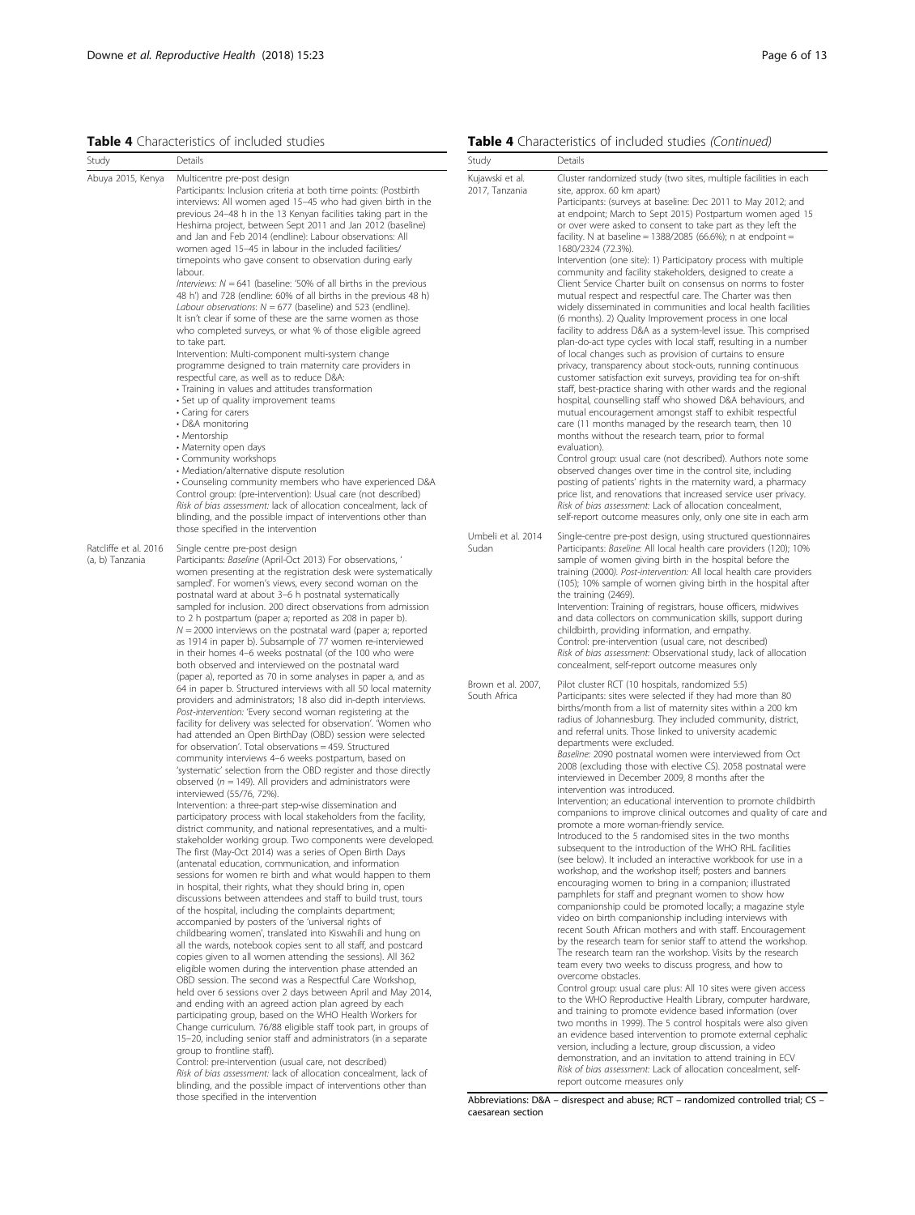**Table 4** Characteristics of included studies

| Study | Details |
|---|---|
| Abuya 2015, Kenya | Multicentre pre-post design<br>Participants: Inclusion criteria at both time points: (Postbirth interviews: All women aged 15–45 who had given birth in the previous 24–48 h in the 13 Kenyan facilities taking part in the Heshima project, between Sept 2011 and Jan 2012 (baseline) and Jan and Feb 2014 (endline): Labour observations: All women aged 15–45 in labour in the included facilities/ timepoints who gave consent to observation during early labour.<br>*Interviews: N* = 641 (baseline: '50% of all births in the previous 48 h') and 728 (endline: 60% of all births in the previous 48 h) *Labour observations*: *N* = 677 (baseline) and 523 (endline). It isn't clear if some of these are the same women as those who completed surveys, or what % of those eligible agreed to take part.<br>Intervention: Multi-component multi-system change programme designed to train maternity care providers in respectful care, as well as to reduce D&A:<br>• Training in values and attitudes transformation<br>• Set up of quality improvement teams<br>• Caring for carers<br>• D&A monitoring<br>• Mentorship<br>• Maternity open days<br>• Community workshops<br>• Mediation/alternative dispute resolution<br>• Counseling community members who have experienced D&A<br>Control group: (pre-intervention): Usual care (not described)<br>*Risk of bias assessment:* lack of allocation concealment, lack of blinding, and the possible impact of interventions other than those specified in the intervention |
| Ratcliffe et al. 2016 (a, b) Tanzania | Single centre pre-post design<br>Participants: *Baseline* (April-Oct 2013) For observations, 'women presenting at the registration desk were systematically sampled'. For women's views, every second woman on the postnatal ward at about 3–6 h postnatal systematically sampled for inclusion. 200 direct observations from admission to 2 h postpartum (paper a; reported as 208 in paper b). *N* = 2000 interviews on the postnatal ward (paper a; reported as 1914 in paper b). Subsample of 77 women re-interviewed in their homes 4–6 weeks postnatal (of the 100 who were both observed and interviewed on the postnatal ward (paper a), reported as 70 in some analyses in paper a, and as 64 in paper b. Structured interviews with all 50 local maternity providers and administrators; 18 also did in-depth interviews. *Post-intervention:* 'Every second woman registering at the facility for delivery was selected for observation'. 'Women who had attended an Open BirthDay (OBD) session were selected for observation'. Total observations = 459. Structured community interviews 4–6 weeks postpartum, based on 'systematic' selection from the OBD register and those directly observed (*n* = 149). All providers and administrators were interviewed (55/76, 72%).<br>Intervention: a three-part step-wise dissemination and participatory process with local stakeholders from the facility, district community, and national representatives, and a multi-stakeholder working group. Two components were developed. The first (May-Oct 2014) was a series of Open Birth Days (antenatal education, communication, and information sessions for women re birth and what would happen to them in hospital, their rights, what they should bring in, open discussions between attendees and staff to build trust, tours of the hospital, including the complaints department; accompanied by posters of the 'universal rights of childbearing women', translated into Kiswahili and hung on all the wards, notebook copies sent to all staff, and postcard copies given to all women attending the sessions). All 362 eligible women during the intervention phase attended an OBD session. The second was a Respectful Care Workshop, held over 6 sessions over 2 days between April and May 2014, and ending with an action plan agreed by each participating group, based on the WHO Health Workers for Change curriculum. 76/88 eligible staff took part, in groups of 15–20, including senior staff and administrators (in a separate group to frontline staff).<br>Control: pre-intervention (usual care, not described)<br>*Risk of bias assessment:* lack of allocation concealment, lack of blinding, and the possible impact of interventions other than those specified in the intervention |
| Kujawski et al. 2017, Tanzania | Cluster randomized study (two sites, multiple facilities in each site, approx. 60 km apart)<br>Participants: (surveys at baseline: Dec 2011 to May 2012; and at endpoint; March to Sept 2015) Postpartum women aged 15 or over were asked to consent to take part as they left the facility. N at baseline = 1388/2085 (66.6%); n at endpoint = 1680/2324 (72.3%).<br>Intervention (one site): 1) Participatory process with multiple community and facility stakeholders, designed to create a Client Service Charter built on consensus on norms to foster mutual respect and respectful care. The Charter was then widely disseminated in communities and local health facilities (6 months). 2) Quality Improvement process in one local facility to address D&A as a system-level issue. This comprised plan-do-act type cycles with local staff, resulting in a number of local changes such as provision of curtains to ensure privacy, transparency about stock-outs, running continuous customer satisfaction exit surveys, providing tea for on-shift staff, best-practice sharing with other wards and the regional hospital, counselling staff who showed D&A behaviours, and mutual encouragement amongst staff to exhibit respectful care (11 months managed by the research team, then 10 months without the research team, prior to formal evaluation).<br>Control group: usual care (not described). Authors note some observed changes over time in the control site, including posting of patients' rights in the maternity ward, a pharmacy price list, and renovations that increased service user privacy.<br>*Risk of bias assessment:* Lack of allocation concealment, self-report outcome measures only, only one site in each arm |
| Umbeli et al. 2014 Sudan | Single-centre pre-post design, using structured questionnaires<br>Participants: *Baseline:* All local health care providers (120); 10% sample of women giving birth in the hospital before the training (2000*). Post-intervention:* All local health care providers (105); 10% sample of women giving birth in the hospital after the training (2469).<br>Intervention: Training of registrars, house officers, midwives and data collectors on communication skills, support during childbirth, providing information, and empathy.<br>Control: pre-intervention (usual care, not described)<br>*Risk of bias assessment:* Observational study, lack of allocation concealment, self-report outcome measures only |
| Brown et al. 2007, South Africa | Pilot cluster RCT (10 hospitals, randomized 5:5)<br>Participants: sites were selected if they had more than 80 births/month from a list of maternity sites within a 200 km radius of Johannesburg. They included community, district, and referral units. Those linked to university academic departments were excluded.<br>*Baseline:* 2090 postnatal women were interviewed from Oct 2008 (excluding those with elective CS). 2058 postnatal were interviewed in December 2009, 8 months after the intervention was introduced.<br>Intervention; an educational intervention to promote childbirth companions to improve clinical outcomes and quality of care and promote a more woman-friendly service.<br>Introduced to the 5 randomised sites in the two months subsequent to the introduction of the WHO RHL facilities (see below). It included an interactive workbook for use in a workshop, and the workshop itself; posters and banners encouraging women to bring in a companion; illustrated pamphlets for staff and pregnant women to show how companionship could be promoted locally; a magazine style video on birth companionship including interviews with recent South African mothers and with staff. Encouragement by the research team for senior staff to attend the workshop. The research team ran the workshop. Visits by the research team every two weeks to discuss progress, and how to overcome obstacles.<br>Control group: usual care plus: All 10 sites were given access to the WHO Reproductive Health Library, computer hardware, and training to promote evidence based information (over two months in 1999). The 5 control hospitals were also given an evidence based intervention to promote external cephalic version, including a lecture, group discussion, a video demonstration, and an invitation to attend training in ECV<br>*Risk of bias assessment:* Lack of allocation concealment, self-report outcome measures only |

Abbreviations: D&A – disrespect and abuse; RCT – randomized controlled trial; CS – caesarean section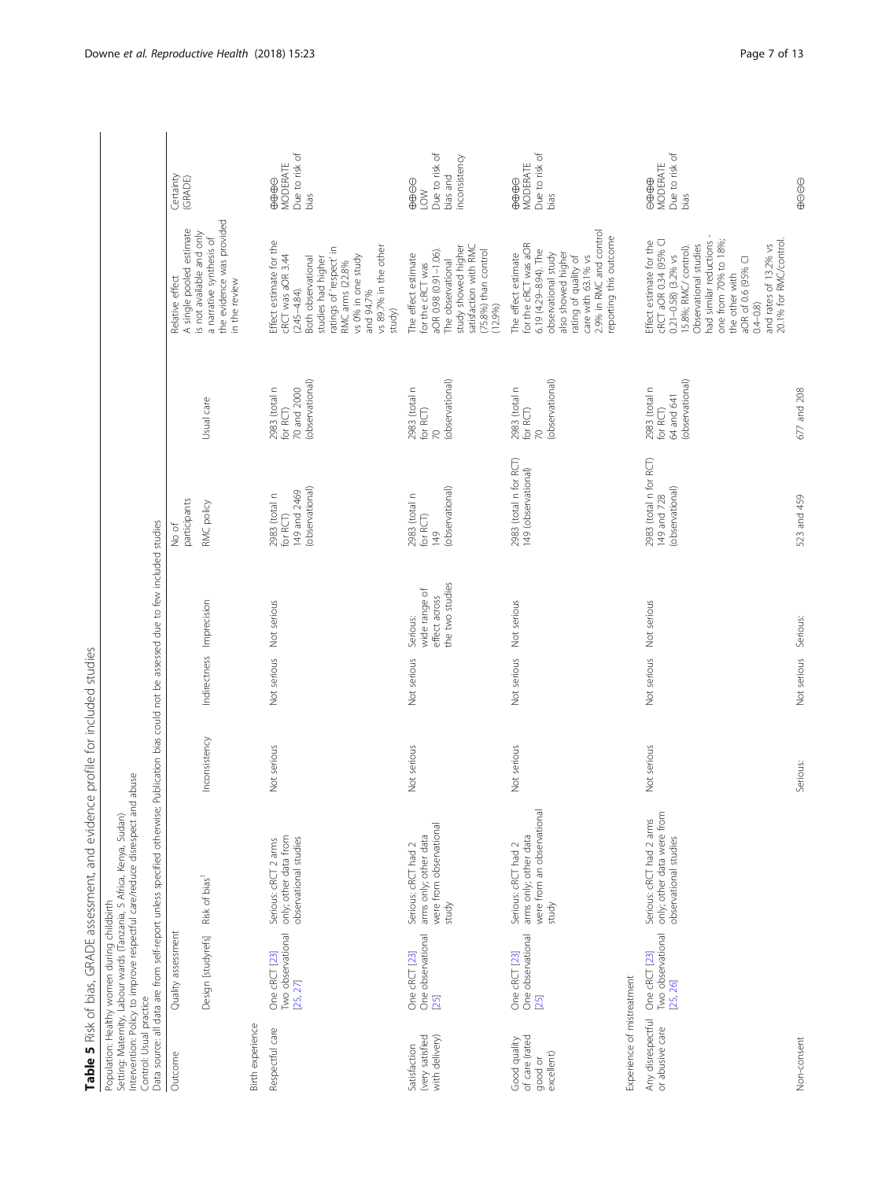**Table 5** Risk of bias, GRADE assessment, and evidence profile for included studies

Population: Healthy women during childbirth
Setting: Maternity, Labour wards (Tanzania, S Africa, Kenya, Sudan)
Intervention: Policy to improve respectful care/reduce disrespect and abuse
Control: Usual practice
Data source: all data are from self-report unless specified otherwise; Publication bias could not be assessed due to few included studies

| Outcome | Quality assessment | | | | | No of participants | | Relative effect<br>A single pooled estimate is not available and only a narrative synthesis of the evidence was provided in the review | Certainty (GRADE) |
|---|---|---|---|---|---|---|---|---|---|
| | Design [studyrefs] | Risk of bias[1] | Inconsistency | Indirectness | Imprecision | RMC policy | Usual care | | |
| **Birth experience** | | | | | | | | | |
| Respectful care | One cRCT [23]<br>Two observational [25, 27] | Serious: cRCT 2 arms only; other data from observational studies | Not serious | Not serious | Not serious | 2983 (total n for RCT)<br>149 and 2469 (observational) | 2983 (total n for RCT)<br>70 and 2000 (observational) | Effect estimate for the cRCT was aOR 3.44 (2.45–4.84).<br>Both observational studies had higher ratings of 'respect' in RMC arms (22.8% vs 0% in one study and 94.7% vs 89.7% in the other study) | ⊕⊕⊕⊝<br>MODERATE<br>Due to risk of bias |
| Satisfaction (very satisfied with delivery) | One cRCT [23]<br>One observational [25] | Serious: cRCT had 2 arms only; other data were from observational study | Not serious | Not serious | Serious: wide range of effect across the two studies | 2983 (total n for RCT)<br>149 (observational) | 2983 (total n for RCT)<br>70 (observational) | The effect estimate for the cRCT was aOR 0.98 (0.91–1.06).<br>The observational study showed higher satisfaction with RMC (75.8%) than control (12.9%) | ⊕⊕⊝⊝<br>LOW<br>Due to risk of bias and inconsistency |
| Good quality of care (rated good or excellent) | One cRCT [23]<br>One observational [25] | Serious: cRCT had 2 arms only; other data were from an observational study | Not serious | Not serious | Not serious | 2983 (total n for RCT)<br>149 (observational) | 2983 (total n for RCT)<br>70 (observational) | The effect estimate for the cRCT was aOR 6.19 (4.29–8.94). The observational study also showed higher rating of quality of care with 63.1% vs 2.9% in RMC and control reporting this outcome | ⊕⊕⊕⊝<br>MODERATE<br>Due to risk of bias |
| **Experience of mistreatment** | | | | | | | | | |
| Any disrespectful or abusive care | One cRCT [23]<br>Two observational [25, 26] | Serious: cRCT had 2 arms only; other data were from observational studies | Not serious | Not serious | Not serious | 2983 (total n for RCT)<br>149 and 728 (observational) | 2983 (total n for RCT)<br>64 and 641 (observational) | Effect estimate for the cRCT aOR 0.34 (95% CI 0.21–0.58) (3.2% vs 15.8%; RMC/ control).<br>Observational studies had similar reductions - one from 70% to 18%; the other with aOR of 0.6 (95% CI 0.4–0.8) and rates of 13.2% vs 20.1% for RMC/control. | ⊕⊕⊕⊝<br>MODERATE<br>Due to risk of bias |
| Non-consent | | | Serious: | Not serious | Serious: | 523 and 459 | 677 and 208 | | ⊕⊝⊝⊝ |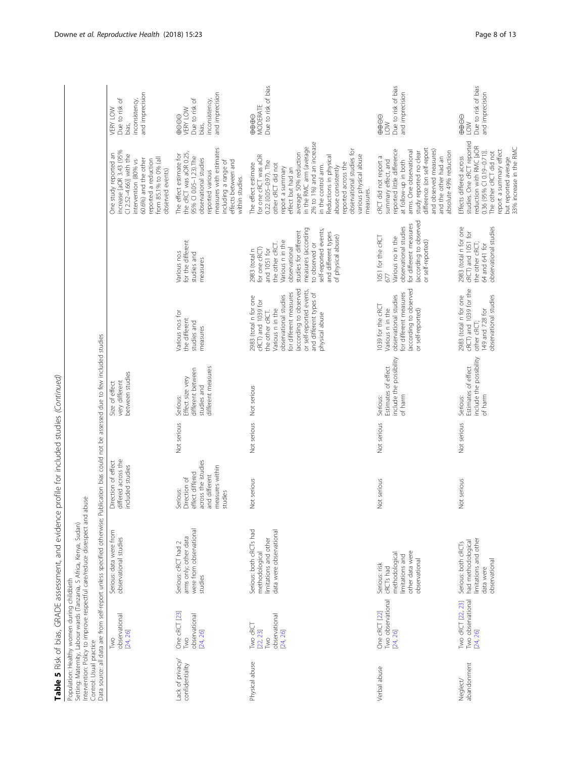**Table 5** Risk of bias, GRADE assessment, and evidence profile for included studies *(Continued)*

Population: Healthy women during childbirth
Setting: Maternity, Labour wards (Tanzania, S Africa, Kenya, Sudan)
Intervention: Policy to improve respectful care/reduce disrespect and abuse
Control: Usual practice
Data source: all data are from self-report unless specified otherwise; Publication bias could not be assessed due to few included studies

| Outcome | Studies | Risk of bias | Inconsistency | Indirectness | Imprecision | n intervention | n control | Effect | Quality |
|---|---|---|---|---|---|---|---|---|---|
| | Two observational [24, 26] | Serious: data were from observational studies | Direction of effect differed across the included studies | | Size of effect very different between studies | | | One study reported an increase [aOR 3.43 (95% CI 2.52–4.66)] with the intervention (80% vs 60.6%) and the other reported a reduction from 85.1% to 0% (all observed events) | VERY LOW Due to risk of bias, inconsistency, and imprecision |
| Lack of privacy/confidentiality | One cRCT [23] Two observational [24, 26] | Serious: cRCT had 2 arms only; other data were from observational studies | Serious: Direction of effect differed across the studies and different measures within studies | Not serious | Serious: Effect size very different between studies and different measures | Various nos for the different studies and measures | Various nos for the different studies and measures | The effect estimate for the cRCT was aOR 0.25, 95% CI 0.05–1.23). The observational studies reported various measures with estimates including a range of effects between and within studies. | ⊕⊖⊖⊖ VERY LOW Due to risk of bias, inconsistency, and imprecision |
| Physical abuse | Two cRCT [22, 23] Two observational [24, 26] | Serious: both cRCTs had methodological limitations and other data were observational | Not serious | Not serious | Not serious | 2983 (total n for one cRCT) and 1039 for the other cRCT. Various n in the observational studies for different measures (according to observed or self-reported events, and different types of physical abuse | 2983 (total n for one cRCT) and 1051 for the other cRCT. Various n in the observational studies for different measures (according to observed or self-reported events, and different types of physical abuse) | The effect estimate for one cRCT was aOR 0.22 (0.05–0.97). The other cRCT did not report a summary effect but had an average 50% reduction in the RMC arm (average 2% to 1%) and an increase in the control arm. Reductions in physical abuse consistently reported across the observational studies for various physical abuse measures. | ⊕⊕⊕⊖ MODERATE Due to risk of bias |
| Verbal abuse | One cRCT [22] Two observational [24, 26] | Serious: risk cRCTs had methodological limitations and other data were observational | Not serious | Not serious | Serious: Estimates of effect include the possibility of harm | 1039 for the cRCT Various n in the observational studies for different measures (according to observed or self-reported) | 1051 for the cRCT 677 Various no in the observational studies for different measures (according to observed or self-reported) | cRCT did not report a summary effect, and reported little difference at follow-up in both arms. One observational study reported no clear difference (on self-report and observed measures) and the other had an absolute 49% reduction | ⊕⊕⊖⊖ LOW Due to risk of bias and imprecision |
| Neglect/abandonment | Two cRCT [22, 23] Two observational [24, 26] | Serious: both cRCTs had methodological limitations and other data were observational | Not serious | Not serious | Serious: Estimates of effect include the possibility of harm | 2983 (total n for one cRCT) and 1039 for the other cRCT; 149 and 728 for observational studies | 2983 (total n for one cRCT) and 1051 for the other cRCT; 64 and 641 for observational studies | Effects differed across studies. One cRCT reported reduction with RMC [aOR 0.36 (95% CI 0.19–0.71)]. The other cRCT did not report a summary effect but reported average 33% increase in the RMC | ⊕⊕⊖⊖ LOW Due to risk of bias and imprecision |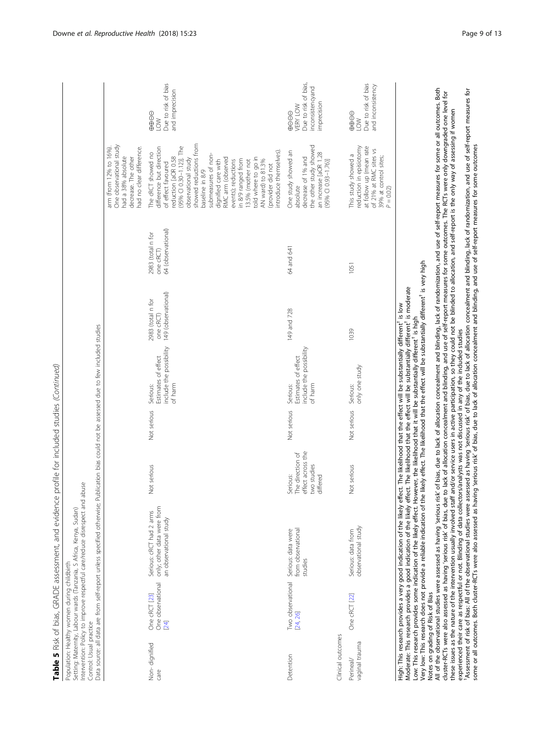**Table 5** Risk of bias, GRADE assessment, and evidence profile for included studies *(Continued)*

Population: Healthy women during childbirth
Setting: Maternity, Labour wards (Tanzania, S Africa, Kenya, Sudan)
Intervention: Policy to improve respectful care/reduce disrespect and abuse
Control: Usual practice
Data source: all data are from self-report unless specified otherwise; Publication bias could not be assessed due to few included studies

| | | | | | | | | | |
|---|---|---|---|---|---|---|---|---|---|
| | | | | | | | | arm (from 12% to 16%). One observational study had a 38% absolute decrease. The other had no clear difference. | |
| Non- dignified care | One cRCT [23] One observational [24] | Serious: cRCT had 2 arms only; other data were from an observational study | Not serious | Not serious | Serious: Estimates of effect include the possibility of harm | 2983 (total n for one cRCT) 149 (observational) | 2983 (total n for one cRCT) 64 (observational) | The cRCT showed no difference but direction of effect favoured reduction [aOR 0.58 (95% CI 0.30–1.12)]. The observational study showed reductions from baseline in 8/9 submeasures of non-dignified care with RMC arm (observed events); reductions in 8/9 ranged from 13.5% (mother not told where to go in AN ward) to 81.3% (provider did not introduce themselves). | ⊕⊕⊝⊝ LOW Due to risk of bias and imprecision |
| Detention | Two observational [24, 26] | Serious: data were from observational studies | Serious: The direction of effect across the two studies differed | Not serious | Serious: Estimates of effect include the possibility of harm | 149 and 728 | 64 and 641 | One study showed an absolute decrease of 1% and the other study showed an increase [aOR 1.28 (95% CI 0.93–1.76)] | ⊕⊝⊝⊝ VERY LOW Due to risk of bias, inconsistency and imprecision |
| Clinical outcomes | | | | | | | | | |
| Perineal/ vaginal trauma | One cRCT [22] | Serious: data from observational study | Not serious | Not serious | Serious: only one study | 1039 | 1051 | This study showed a reduction in episiotomy at follow up (mean rate of 21% at RMC sites vs 39% at control sites; $P = 0.02$) | ⊕⊕⊝⊝ LOW Due to risk of bias and inconsistency |

High: This research provides a very good indication of the likely effect. The likelihood that the effect will be substantially different[†] is low
Moderate: This research provides a good indication of the likely effect. The likelihood that the effect will be substantially different[†] is moderate
Low: This research provides some indication of the likely effect. However, the likelihood that it will be substantially different[†] is high
Very low: This research does not provide a reliable indication of the likely effect. The likelihood that the effect will be substantially different[†] is very high
Notes on grading of Risk of Bias
All of the observational studies were assessed as having 'serious risk' of bias, due to lack of allocation concealment and blinding, lack of randomization, and use of self-report measures for some or all outcomes. Both cluster-RCTs were also assessed as having 'serious risk' of bias, due to lack of allocation concealment and blinding, and use of self-report measures for some outcomes. The RCTs were only downgraded one level for these issues as the nature of the intervention usually involved staff and/or service users in active participation, so they could not be blinded to allocation, and self-report is the only way of assessing if women experienced their care as respectful or not. Blinding of data collectors/analysts was not discussed in any of the included studies
[†]Assessment of risk of bias: All of the observational studies were assessed as having 'serious risk' of bias, due to lack of allocation concealment and blinding, lack of randomization, and use of self-report measures for some or all outcomes. Both cluster-RCTs were also assessed as having 'serious risk' of bias, due to lack of allocation concealment and blinding, and use of self-report measures for some outcomes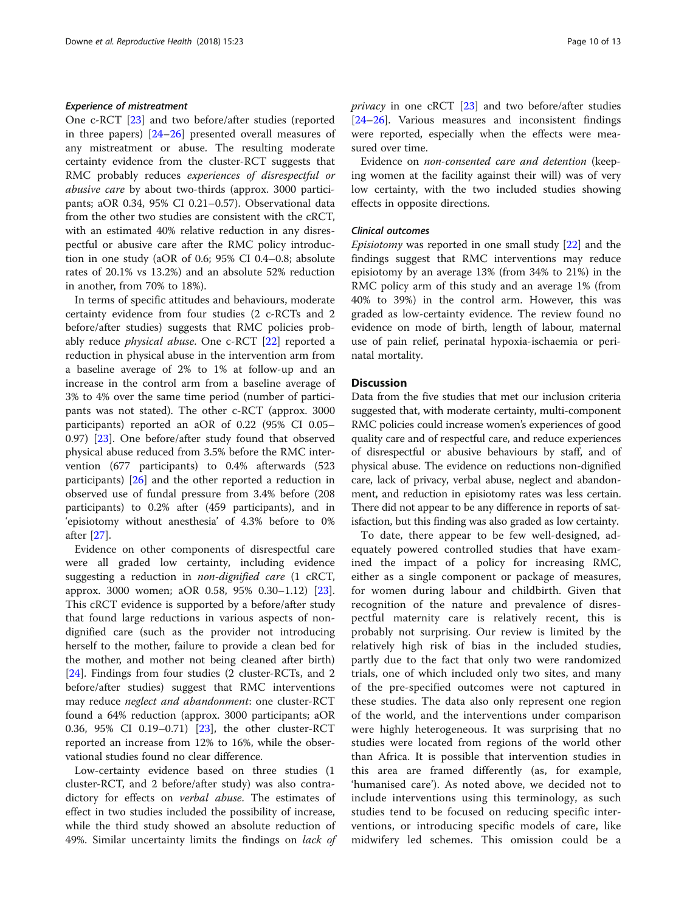### *Experience of mistreatment*

One c-RCT [23] and two before/after studies (reported in three papers) [24–26] presented overall measures of any mistreatment or abuse. The resulting moderate certainty evidence from the cluster-RCT suggests that RMC probably reduces *experiences of disrespectful or abusive care* by about two-thirds (approx. 3000 participants; aOR 0.34, 95% CI 0.21–0.57). Observational data from the other two studies are consistent with the cRCT, with an estimated 40% relative reduction in any disrespectful or abusive care after the RMC policy introduction in one study (aOR of 0.6; 95% CI 0.4–0.8; absolute rates of 20.1% vs 13.2%) and an absolute 52% reduction in another, from 70% to 18%).

In terms of specific attitudes and behaviours, moderate certainty evidence from four studies (2 c-RCTs and 2 before/after studies) suggests that RMC policies probably reduce *physical abuse*. One c-RCT [22] reported a reduction in physical abuse in the intervention arm from a baseline average of 2% to 1% at follow-up and an increase in the control arm from a baseline average of 3% to 4% over the same time period (number of participants was not stated). The other c-RCT (approx. 3000 participants) reported an aOR of 0.22 (95% CI 0.05–0.97) [23]. One before/after study found that observed physical abuse reduced from 3.5% before the RMC intervention (677 participants) to 0.4% afterwards (523 participants) [26] and the other reported a reduction in observed use of fundal pressure from 3.4% before (208 participants) to 0.2% after (459 participants), and in 'episiotomy without anesthesia' of 4.3% before to 0% after [27].

Evidence on other components of disrespectful care were all graded low certainty, including evidence suggesting a reduction in *non-dignified care* (1 cRCT, approx. 3000 women; aOR 0.58, 95% 0.30–1.12) [23]. This cRCT evidence is supported by a before/after study that found large reductions in various aspects of non-dignified care (such as the provider not introducing herself to the mother, failure to provide a clean bed for the mother, and mother not being cleaned after birth) [24]. Findings from four studies (2 cluster-RCTs, and 2 before/after studies) suggest that RMC interventions may reduce *neglect and abandonment*: one cluster-RCT found a 64% reduction (approx. 3000 participants; aOR 0.36, 95% CI 0.19–0.71) [23], the other cluster-RCT reported an increase from 12% to 16%, while the observational studies found no clear difference.

Low-certainty evidence based on three studies (1 cluster-RCT, and 2 before/after study) was also contradictory for effects on *verbal abuse*. The estimates of effect in two studies included the possibility of increase, while the third study showed an absolute reduction of 49%. Similar uncertainty limits the findings on *lack of privacy* in one cRCT [23] and two before/after studies [24–26]. Various measures and inconsistent findings were reported, especially when the effects were measured over time.

Evidence on *non-consented care and detention* (keeping women at the facility against their will) was of very low certainty, with the two included studies showing effects in opposite directions.

### *Clinical outcomes*

*Episiotomy* was reported in one small study [22] and the findings suggest that RMC interventions may reduce episiotomy by an average 13% (from 34% to 21%) in the RMC policy arm of this study and an average 1% (from 40% to 39%) in the control arm. However, this was graded as low-certainty evidence. The review found no evidence on mode of birth, length of labour, maternal use of pain relief, perinatal hypoxia-ischaemia or perinatal mortality.

## Discussion

Data from the five studies that met our inclusion criteria suggested that, with moderate certainty, multi-component RMC policies could increase women's experiences of good quality care and of respectful care, and reduce experiences of disrespectful or abusive behaviours by staff, and of physical abuse. The evidence on reductions non-dignified care, lack of privacy, verbal abuse, neglect and abandonment, and reduction in episiotomy rates was less certain. There did not appear to be any difference in reports of satisfaction, but this finding was also graded as low certainty.

To date, there appear to be few well-designed, adequately powered controlled studies that have examined the impact of a policy for increasing RMC, either as a single component or package of measures, for women during labour and childbirth. Given that recognition of the nature and prevalence of disrespectful maternity care is relatively recent, this is probably not surprising. Our review is limited by the relatively high risk of bias in the included studies, partly due to the fact that only two were randomized trials, one of which included only two sites, and many of the pre-specified outcomes were not captured in these studies. The data also only represent one region of the world, and the interventions under comparison were highly heterogeneous. It was surprising that no studies were located from regions of the world other than Africa. It is possible that intervention studies in this area are framed differently (as, for example, 'humanised care'). As noted above, we decided not to include interventions using this terminology, as such studies tend to be focused on reducing specific interventions, or introducing specific models of care, like midwifery led schemes. This omission could be a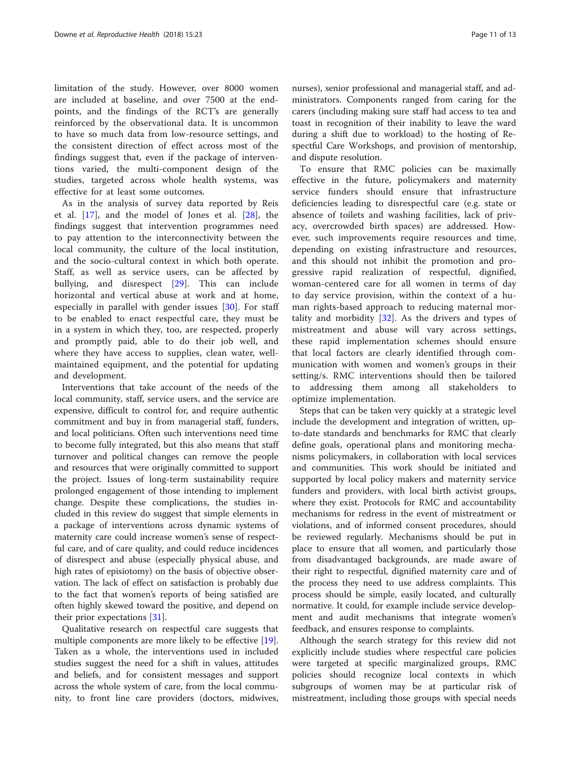limitation of the study. However, over 8000 women are included at baseline, and over 7500 at the endpoints, and the findings of the RCT's are generally reinforced by the observational data. It is uncommon to have so much data from low-resource settings, and the consistent direction of effect across most of the findings suggest that, even if the package of interventions varied, the multi-component design of the studies, targeted across whole health systems, was effective for at least some outcomes.

As in the analysis of survey data reported by Reis et al. [17], and the model of Jones et al. [28], the findings suggest that intervention programmes need to pay attention to the interconnectivity between the local community, the culture of the local institution, and the socio-cultural context in which both operate. Staff, as well as service users, can be affected by bullying, and disrespect [29]. This can include horizontal and vertical abuse at work and at home, especially in parallel with gender issues [30]. For staff to be enabled to enact respectful care, they must be in a system in which they, too, are respected, properly and promptly paid, able to do their job well, and where they have access to supplies, clean water, well-maintained equipment, and the potential for updating and development.

Interventions that take account of the needs of the local community, staff, service users, and the service are expensive, difficult to control for, and require authentic commitment and buy in from managerial staff, funders, and local politicians. Often such interventions need time to become fully integrated, but this also means that staff turnover and political changes can remove the people and resources that were originally committed to support the project. Issues of long-term sustainability require prolonged engagement of those intending to implement change. Despite these complications, the studies included in this review do suggest that simple elements in a package of interventions across dynamic systems of maternity care could increase women's sense of respectful care, and of care quality, and could reduce incidences of disrespect and abuse (especially physical abuse, and high rates of episiotomy) on the basis of objective observation. The lack of effect on satisfaction is probably due to the fact that women's reports of being satisfied are often highly skewed toward the positive, and depend on their prior expectations [31].

Qualitative research on respectful care suggests that multiple components are more likely to be effective [19]. Taken as a whole, the interventions used in included studies suggest the need for a shift in values, attitudes and beliefs, and for consistent messages and support across the whole system of care, from the local community, to front line care providers (doctors, midwives, nurses), senior professional and managerial staff, and administrators. Components ranged from caring for the carers (including making sure staff had access to tea and toast in recognition of their inability to leave the ward during a shift due to workload) to the hosting of Respectful Care Workshops, and provision of mentorship, and dispute resolution.

To ensure that RMC policies can be maximally effective in the future, policymakers and maternity service funders should ensure that infrastructure deficiencies leading to disrespectful care (e.g. state or absence of toilets and washing facilities, lack of privacy, overcrowded birth spaces) are addressed. However, such improvements require resources and time, depending on existing infrastructure and resources, and this should not inhibit the promotion and progressive rapid realization of respectful, dignified, woman-centered care for all women in terms of day to day service provision, within the context of a human rights-based approach to reducing maternal mortality and morbidity [32]. As the drivers and types of mistreatment and abuse will vary across settings, these rapid implementation schemes should ensure that local factors are clearly identified through communication with women and women's groups in their setting/s. RMC interventions should then be tailored to addressing them among all stakeholders to optimize implementation.

Steps that can be taken very quickly at a strategic level include the development and integration of written, up-to-date standards and benchmarks for RMC that clearly define goals, operational plans and monitoring mechanisms policymakers, in collaboration with local services and communities. This work should be initiated and supported by local policy makers and maternity service funders and providers, with local birth activist groups, where they exist. Protocols for RMC and accountability mechanisms for redress in the event of mistreatment or violations, and of informed consent procedures, should be reviewed regularly. Mechanisms should be put in place to ensure that all women, and particularly those from disadvantaged backgrounds, are made aware of their right to respectful, dignified maternity care and of the process they need to use address complaints. This process should be simple, easily located, and culturally normative. It could, for example include service development and audit mechanisms that integrate women's feedback, and ensures response to complaints.

Although the search strategy for this review did not explicitly include studies where respectful care policies were targeted at specific marginalized groups, RMC policies should recognize local contexts in which subgroups of women may be at particular risk of mistreatment, including those groups with special needs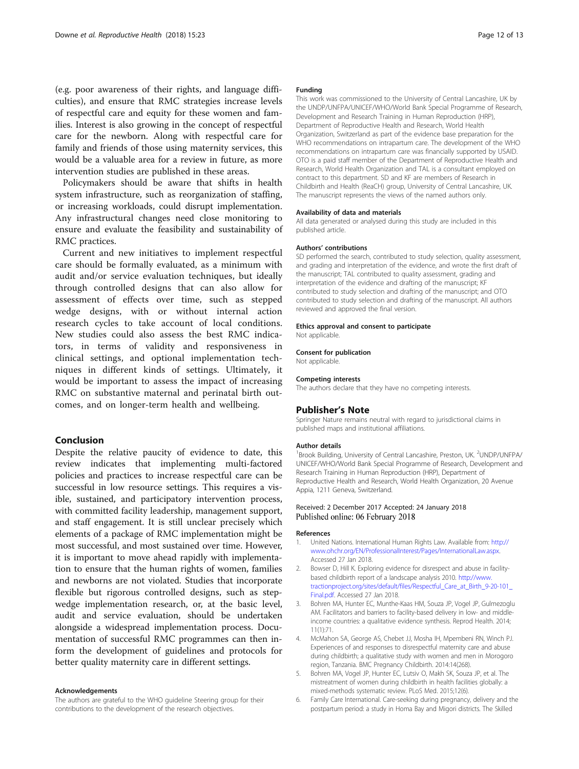(e.g. poor awareness of their rights, and language difficulties), and ensure that RMC strategies increase levels of respectful care and equity for these women and families. Interest is also growing in the concept of respectful care for the newborn. Along with respectful care for family and friends of those using maternity services, this would be a valuable area for a review in future, as more intervention studies are published in these areas.

Policymakers should be aware that shifts in health system infrastructure, such as reorganization of staffing, or increasing workloads, could disrupt implementation. Any infrastructural changes need close monitoring to ensure and evaluate the feasibility and sustainability of RMC practices.

Current and new initiatives to implement respectful care should be formally evaluated, as a minimum with audit and/or service evaluation techniques, but ideally through controlled designs that can also allow for assessment of effects over time, such as stepped wedge designs, with or without internal action research cycles to take account of local conditions. New studies could also assess the best RMC indicators, in terms of validity and responsiveness in clinical settings, and optional implementation techniques in different kinds of settings. Ultimately, it would be important to assess the impact of increasing RMC on substantive maternal and perinatal birth outcomes, and on longer-term health and wellbeing.

## Conclusion

Despite the relative paucity of evidence to date, this review indicates that implementing multi-factored policies and practices to increase respectful care can be successful in low resource settings. This requires a visible, sustained, and participatory intervention process, with committed facility leadership, management support, and staff engagement. It is still unclear precisely which elements of a package of RMC implementation might be most successful, and most sustained over time. However, it is important to move ahead rapidly with implementation to ensure that the human rights of women, families and newborns are not violated. Studies that incorporate flexible but rigorous controlled designs, such as step-wedge implementation research, or, at the basic level, audit and service evaluation, should be undertaken alongside a widespread implementation process. Documentation of successful RMC programmes can then inform the development of guidelines and protocols for better quality maternity care in different settings.

#### Acknowledgements

The authors are grateful to the WHO guideline Steering group for their contributions to the development of the research objectives.

#### Funding

This work was commissioned to the University of Central Lancashire, UK by the UNDP/UNFPA/UNICEF/WHO/World Bank Special Programme of Research, Development and Research Training in Human Reproduction (HRP), Department of Reproductive Health and Research, World Health Organization, Switzerland as part of the evidence base preparation for the WHO recommendations on intrapartum care. The development of the WHO recommendations on intrapartum care was financially supported by USAID. OTO is a paid staff member of the Department of Reproductive Health and Research, World Health Organization and TAL is a consultant employed on contract to this department. SD and KF are members of Research in Childbirth and Health (ReaCH) group, University of Central Lancashire, UK. The manuscript represents the views of the named authors only.

#### Availability of data and materials

All data generated or analysed during this study are included in this published article.

#### Authors' contributions

SD performed the search, contributed to study selection, quality assessment, and grading and interpretation of the evidence, and wrote the first draft of the manuscript; TAL contributed to quality assessment, grading and interpretation of the evidence and drafting of the manuscript; KF contributed to study selection and drafting of the manuscript; and OTO contributed to study selection and drafting of the manuscript. All authors reviewed and approved the final version.

#### Ethics approval and consent to participate

Not applicable.

#### Consent for publication

Not applicable.

#### Competing interests

The authors declare that they have no competing interests.

## Publisher's Note

Springer Nature remains neutral with regard to jurisdictional claims in published maps and institutional affiliations.

#### Author details

[1]Brook Building, University of Central Lancashire, Preston, UK. [2]UNDP/UNFPA/UNICEF/WHO/World Bank Special Programme of Research, Development and Research Training in Human Reproduction (HRP), Department of Reproductive Health and Research, World Health Organization, 20 Avenue Appia, 1211 Geneva, Switzerland.

Received: 2 December 2017 Accepted: 24 January 2018
Published online: 06 February 2018

#### References

1. United Nations. International Human Rights Law. Available from: http://www.ohchr.org/EN/ProfessionalInterest/Pages/InternationalLaw.aspx. Accessed 27 Jan 2018.
2. Bowser D, Hill K. Exploring evidence for disrespect and abuse in facility-based childbirth report of a landscape analysis 2010. http://www.tractionproject.org/sites/default/files/Respectful_Care_at_Birth_9-20-101_Final.pdf. Accessed 27 Jan 2018.
3. Bohren MA, Hunter EC, Munthe-Kaas HM, Souza JP, Vogel JP, Gulmezoglu AM. Facilitators and barriers to facility-based delivery in low- and middle-income countries: a qualitative evidence synthesis. Reprod Health. 2014; 11(1):71.
4. McMahon SA, George AS, Chebet JJ, Mosha IH, Mpembeni RN, Winch PJ. Experiences of and responses to disrespectful maternity care and abuse during childbirth; a qualitative study with women and men in Morogoro region, Tanzania. BMC Pregnancy Childbirth. 2014:14(268).
5. Bohren MA, Vogel JP, Hunter EC, Lutsiv O, Makh SK, Souza JP, et al. The mistreatment of women during childbirth in health facilities globally: a mixed-methods systematic review. PLoS Med. 2015;12(6).
6. Family Care International. Care-seeking during pregnancy, delivery and the postpartum period: a study in Homa Bay and Migori districts. The Skilled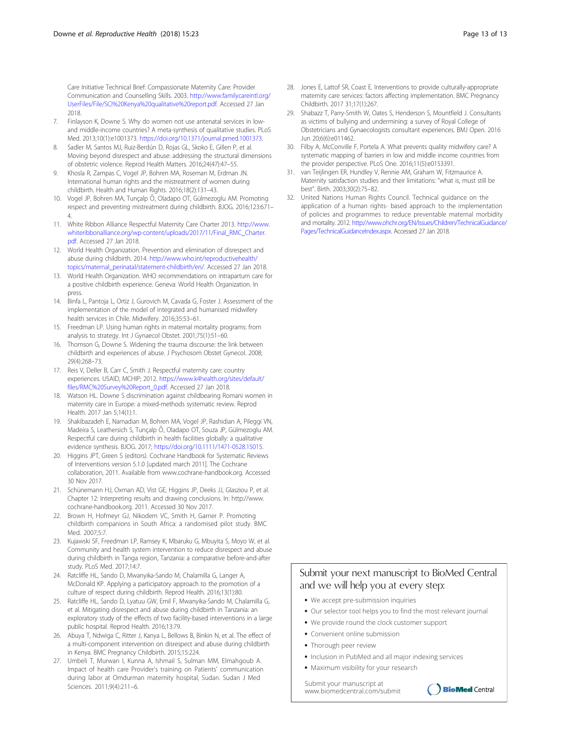Care Initiative Technical Brief: Compassionate Maternity Care: Provider Communication and Counselling Skills. 2003. http://www.familycareintl.org/UserFiles/File/SCI%20Kenya%20qualitative%20report.pdf. Accessed 27 Jan 2018.

7. Finlayson K, Downe S. Why do women not use antenatal services in low- and middle-income countries? A meta-synthesis of qualitative studies. PLoS Med. 2013;10(1):e1001373. https://doi.org/10.1371/journal.pmed.1001373.
8. Sadler M, Santos MJ, Ruiz-Berdún D, Rojas GL, Skoko E, Gillen P, et al. Moving beyond disrespect and abuse: addressing the structural dimensions of obstetric violence. Reprod Health Matters. 2016;24(47):47–55.
9. Khosla R, Zampas C, Vogel JP, Bohren MA, Roseman M, Erdman JN. International human rights and the mistreatment of women during childbirth. Health and Human Rights. 2016;18(2):131–43.
10. Vogel JP, Bohren MA, Tunçalp Ö, Oladapo OT, Gülmezoglu AM. Promoting respect and preventing mistreatment during childbirth. BJOG. 2016;123:671–4.
11. White Ribbon Alliance Respectful Maternity Care Charter 2013. http://www.whiteribbonalliance.org/wp-content/uploads/2017/11/Final_RMC_Charter.pdf. Accessed 27 Jan 2018.
12. World Health Organization. Prevention and elimination of disrespect and abuse during childbirth. 2014. http://www.who.int/reproductivehealth/topics/maternal_perinatal/statement-childbirth/en/. Accessed 27 Jan 2018.
13. World Health Organization. WHO recommendations on intrapartum care for a positive childbirth experience. Geneva: World Health Organization. In press.
14. Binfa L, Pantoja L, Ortiz J, Gurovich M, Cavada G, Foster J. Assessment of the implementation of the model of integrated and humanised midwifery health services in Chile. Midwifery. 2016;35:53–61.
15. Freedman LP. Using human rights in maternal mortality programs: from analysis to strategy. Int J Gynaecol Obstet. 2001;75(1):51–60.
16. Thomson G, Downe S. Widening the trauma discourse: the link between childbirth and experiences of abuse. J Psychosom Obstet Gynecol. 2008; 29(4):268–73.
17. Reis V, Deller B, Carr C, Smith J. Respectful maternity care: country experiences. USAID, MCHIP; 2012. https://www.k4health.org/sites/default/files/RMC%20Survey%20Report_0.pdf. Accessed 27 Jan 2018.
18. Watson HL. Downe S discrimination against childbearing Romani women in maternity care in Europe: a mixed-methods systematic review. Reprod Health. 2017 Jan 5;14(1):1.
19. Shakibazadeh E, Namadian M, Bohren MA, Vogel JP, Rashidian A, Pileggi VN, Madeira S, Leathersich S, Tunçalp Ö, Oladapo OT, Souza JP, Gülmezoglu AM. Respectful care during childbirth in health facilities globally: a qualitative evidence synthesis. BJOG. 2017; https://doi.org/10.1111/1471-0528.15015.
20. Higgins JPT, Green S (editors). Cochrane Handbook for Systematic Reviews of Interventions version 5.1.0 [updated march 2011]. The Cochrane collaboration, 2011. Available from www.cochrane-handbook.org. Accessed 30 Nov 2017.
21. Schünemann HJ, Oxman AD, Vist GE, Higgins JP, Deeks JJ, Glasziou P, et al. Chapter 12: Interpreting results and drawing conclusions. In: http://www.cochrane-handbook.org. 2011. Accessed 30 Nov 2017.
22. Brown H, Hofmeyr GJ, Nikodem VC, Smith H, Garner P. Promoting childbirth companions in South Africa: a randomised pilot study. BMC Med. 2007;5:7.
23. Kujawski SF, Freedman LP, Ramsey K, Mbaruku G, Mbuyita S, Moyo W, et al. Community and health system intervention to reduce disrespect and abuse during childbirth in Tanga region, Tanzania: a comparative before-and-after study. PLoS Med. 2017;14:7.
24. Ratcliffe HL, Sando D, Mwanyika-Sando M, Chalamilla G, Langer A, McDonald KP. Applying a participatory approach to the promotion of a culture of respect during childbirth. Reprod Health. 2016;13(1):80.
25. Ratcliffe HL, Sando D, Lyatuu GW, Emil F, Mwanyika-Sando M, Chalamilla G, et al. Mitigating disrespect and abuse during childbirth in Tanzania: an exploratory study of the effects of two facility-based interventions in a large public hospital. Reprod Health. 2016;13:79.
26. Abuya T, Ndwiga C, Ritter J, Kanya L, Bellows B, Binkin N, et al. The effect of a multi-component intervention on disrespect and abuse during childbirth in Kenya. BMC Pregnancy Childbirth. 2015;15:224.
27. Umbeli T, Murwan I, Kunna A, Ishmail S, Sulman MM, Elmahgoub A. Impact of health care Provider's training on Patients' communication during labor at Omdurman maternity hospital, Sudan. Sudan J Med Sciences. 2011;9(4):211–6.
28. Jones E, Lattof SR, Coast E. Interventions to provide culturally-appropriate maternity care services: factors affecting implementation. BMC Pregnancy Childbirth. 2017 31;17(1):267.
29. Shabazz T, Parry-Smith W, Oates S, Henderson S, Mountfield J. Consultants as victims of bullying and undermining: a survey of Royal College of Obstetricians and Gynaecologists consultant experiences. BMJ Open. 2016 Jun 20;6(6):e011462.
30. Filby A, McConville F, Portela A. What prevents quality midwifery care? A systematic mapping of barriers in low and middle income countries from the provider perspective. PLoS One. 2016;11(5):e0153391.
31. van Teijlingen ER, Hundley V, Rennie AM, Graham W, Fitzmaurice A. Maternity satisfaction studies and their limitations: "what is, must still be best". Birth. 2003;30(2):75–82.
32. United Nations Human Rights Council. Technical guidance on the application of a human rights- based approach to the implementation of policies and programmes to reduce preventable maternal morbidity and mortality. 2012. http://www.ohchr.org/EN/Issues/Children/TechnicalGuidance/Pages/TechnicalGuidanceIndex.aspx. Accessed 27 Jan 2018.

Submit your next manuscript to BioMed Central and we will help you at every step:

- We accept pre-submission inquiries
- Our selector tool helps you to find the most relevant journal
- We provide round the clock customer support
- Convenient online submission
- Thorough peer review
- Inclusion in PubMed and all major indexing services
- Maximum visibility for your research

Submit your manuscript at www.biomedcentral.com/submit

BioMed Central